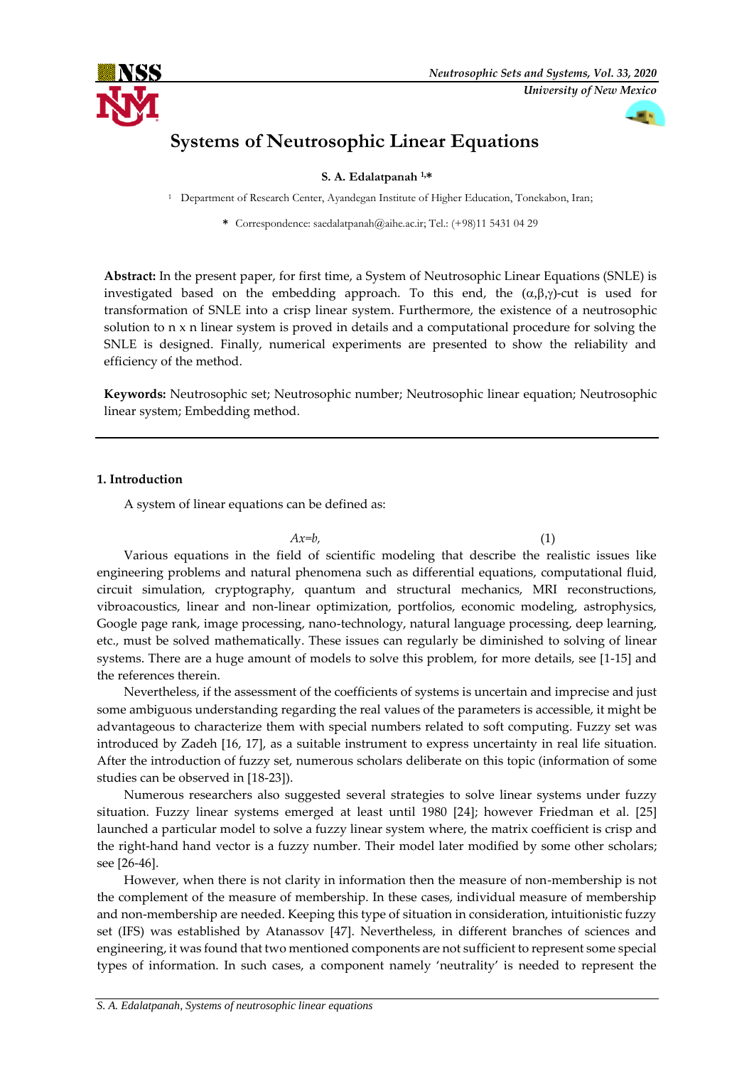# Systems of Neutrosophic Linear Equations

**S. A. Edalatpanah [1,*]**

[1] Department of Research Center, Ayandegan Institute of Higher Education, Tonekabon, Iran;

* Correspondence: saedalatpanah@aihe.ac.ir; Tel.: (+98)11 5431 04 29

**Abstract:** In the present paper, for first time, a System of Neutrosophic Linear Equations (SNLE) is investigated based on the embedding approach. To this end, the $(\alpha,\beta,\gamma)$-cut is used for transformation of SNLE into a crisp linear system. Furthermore, the existence of a neutrosophic solution to n x n linear system is proved in details and a computational procedure for solving the SNLE is designed. Finally, numerical experiments are presented to show the reliability and efficiency of the method.

**Keywords:** Neutrosophic set; Neutrosophic number; Neutrosophic linear equation; Neutrosophic linear system; Embedding method.

## 1. Introduction

A system of linear equations can be defined as:

$$Ax=b, \tag{1}$$

Various equations in the field of scientific modeling that describe the realistic issues like engineering problems and natural phenomena such as differential equations, computational fluid, circuit simulation, cryptography, quantum and structural mechanics, MRI reconstructions, vibroacoustics, linear and non-linear optimization, portfolios, economic modeling, astrophysics, Google page rank, image processing, nano-technology, natural language processing, deep learning, etc., must be solved mathematically. These issues can regularly be diminished to solving of linear systems. There are a huge amount of models to solve this problem, for more details, see [1-15] and the references therein.

Nevertheless, if the assessment of the coefficients of systems is uncertain and imprecise and just some ambiguous understanding regarding the real values of the parameters is accessible, it might be advantageous to characterize them with special numbers related to soft computing. Fuzzy set was introduced by Zadeh [16, 17], as a suitable instrument to express uncertainty in real life situation. After the introduction of fuzzy set, numerous scholars deliberate on this topic (information of some studies can be observed in [18-23]).

Numerous researchers also suggested several strategies to solve linear systems under fuzzy situation. Fuzzy linear systems emerged at least until 1980 [24]; however Friedman et al. [25] launched a particular model to solve a fuzzy linear system where, the matrix coefficient is crisp and the right-hand hand vector is a fuzzy number. Their model later modified by some other scholars; see [26-46].

However, when there is not clarity in information then the measure of non-membership is not the complement of the measure of membership. In these cases, individual measure of membership and non-membership are needed. Keeping this type of situation in consideration, intuitionistic fuzzy set (IFS) was established by Atanassov [47]. Nevertheless, in different branches of sciences and engineering, it was found that two mentioned components are not sufficient to represent some special types of information. In such cases, a component namely 'neutrality' is needed to represent the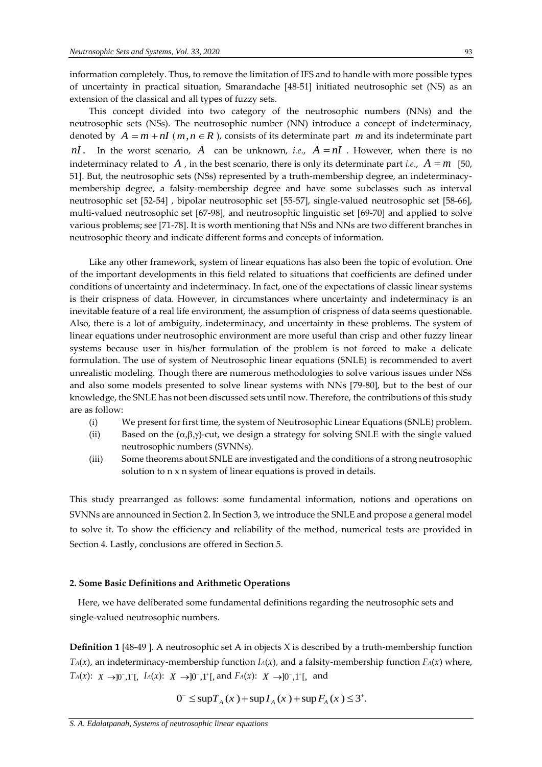information completely. Thus, to remove the limitation of IFS and to handle with more possible types of uncertainty in practical situation, Smarandache [48-51] initiated neutrosophic set (NS) as an extension of the classical and all types of fuzzy sets.

This concept divided into two category of the neutrosophic numbers (NNs) and the neutrosophic sets (NSs). The neutrosophic number (NN) introduce a concept of indeterminacy, denoted by $A = m + nI$ ($m, n \in R$), consists of its determinate part $m$ and its indeterminate part $nI$. In the worst scenario, $A$ can be unknown, *i.e.*, $A = nI$. However, when there is no indeterminacy related to $A$, in the best scenario, there is only its determinate part *i.e.*, $A = m$ [50, 51]. But, the neutrosophic sets (NSs) represented by a truth-membership degree, an indeterminacy-membership degree, a falsity-membership degree and have some subclasses such as interval neutrosophic set [52-54] , bipolar neutrosophic set [55-57], single-valued neutrosophic set [58-66], multi-valued neutrosophic set [67-98], and neutrosophic linguistic set [69-70] and applied to solve various problems; see [71-78]. It is worth mentioning that NSs and NNs are two different branches in neutrosophic theory and indicate different forms and concepts of information.

Like any other framework, system of linear equations has also been the topic of evolution. One of the important developments in this field related to situations that coefficients are defined under conditions of uncertainty and indeterminacy. In fact, one of the expectations of classic linear systems is their crispness of data. However, in circumstances where uncertainty and indeterminacy is an inevitable feature of a real life environment, the assumption of crispness of data seems questionable. Also, there is a lot of ambiguity, indeterminacy, and uncertainty in these problems. The system of linear equations under neutrosophic environment are more useful than crisp and other fuzzy linear systems because user in his/her formulation of the problem is not forced to make a delicate formulation. The use of system of Neutrosophic linear equations (SNLE) is recommended to avert unrealistic modeling. Though there are numerous methodologies to solve various issues under NSs and also some models presented to solve linear systems with NNs [79-80], but to the best of our knowledge, the SNLE has not been discussed sets until now. Therefore, the contributions of this study are as follow:

(i) We present for first time, the system of Neutrosophic Linear Equations (SNLE) problem.

(ii) Based on the $(\alpha,\beta,\gamma)$-cut, we design a strategy for solving SNLE with the single valued neutrosophic numbers (SVNNs).

(iii) Some theorems about SNLE are investigated and the conditions of a strong neutrosophic solution to n x n system of linear equations is proved in details.

This study prearranged as follows: some fundamental information, notions and operations on SVNNs are announced in Section 2. In Section 3, we introduce the SNLE and propose a general model to solve it. To show the efficiency and reliability of the method, numerical tests are provided in Section 4. Lastly, conclusions are offered in Section 5.

## 2. Some Basic Definitions and Arithmetic Operations

Here, we have deliberated some fundamental definitions regarding the neutrosophic sets and single-valued neutrosophic numbers.

**Definition 1** [48-49 ]. A neutrosophic set A in objects X is described by a truth-membership function $T_A(x)$, an indeterminacy-membership function $I_A(x)$, and a falsity-membership function $F_A(x)$ where, $T_A(x)$: $X \to ]0^-,1^+[$, $I_A(x)$: $X \to ]0^-,1^+[$, and $F_A(x)$: $X \to ]0^-,1^+[$, and

$$0^- \leq \sup T_A(x) + \sup I_A(x) + \sup F_A(x) \leq 3^+.$$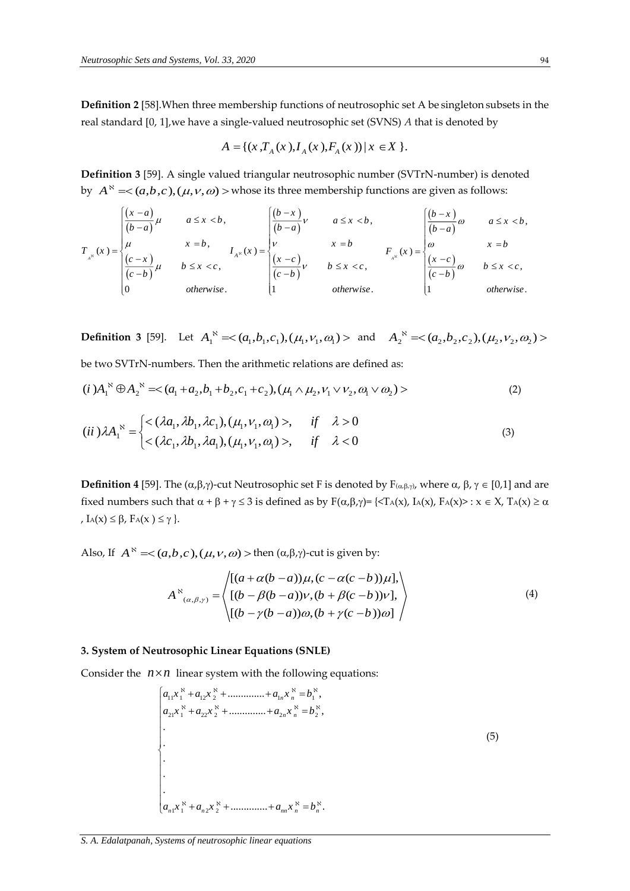**Definition 2** [58].When three membership functions of neutrosophic set A be singleton subsets in the real standard [0, 1],we have a single-valued neutrosophic set (SVNS) *A* that is denoted by

$$A = \{(x, T_A(x), I_A(x), F_A(x)) \mid x \in X\}.$$

**Definition 3** [59]. A single valued triangular neutrosophic number (SVTrN-number) is denoted by $A^{\aleph} = <(a,b,c),(\mu,\nu,\omega)>$ whose its three membership functions are given as follows:

$$T_{A^{\aleph}}(x) = \begin{cases} \dfrac{(x-a)}{(b-a)}\mu & a \le x < b, \\ \mu & x = b, \\ \dfrac{(c-x)}{(c-b)}\mu & b \le x < c, \\ 0 & otherwise. \end{cases} \quad I_{A^{\aleph}}(x) = \begin{cases} \dfrac{(b-x)}{(b-a)}\nu & a \le x < b, \\ \nu & x = b \\ \dfrac{(x-c)}{(c-b)}\nu & b \le x < c, \\ 1 & otherwise. \end{cases} \quad F_{A^{\aleph}}(x) = \begin{cases} \dfrac{(b-x)}{(b-a)}\omega & a \le x < b, \\ \omega & x = b \\ \dfrac{(x-c)}{(c-b)}\omega & b \le x < c, \\ 1 & otherwise. \end{cases}$$

**Definition 3** [59]. Let $A_1^{\aleph} = <(a_1,b_1,c_1),(\mu_1,\nu_1,\omega_1)>$ and $A_2^{\aleph} = <(a_2,b_2,c_2),(\mu_2,\nu_2,\omega_2)>$ be two SVTrN-numbers. Then the arithmetic relations are defined as:

$$(i) A_1^{\aleph} \oplus A_2^{\aleph} = <(a_1+a_2, b_1+b_2, c_1+c_2),(\mu_1 \wedge \mu_2, \nu_1 \vee \nu_2, \omega_1 \vee \omega_2)> \tag{2}$$

$$(ii) \lambda A_1^{\aleph} = \begin{cases} <(\lambda a_1, \lambda b_1, \lambda c_1),(\mu_1,\nu_1,\omega_1)>, & if \quad \lambda > 0 \\ <(\lambda c_1, \lambda b_1, \lambda a_1),(\mu_1,\nu_1,\omega_1)>, & if \quad \lambda < 0 \end{cases} \tag{3}$$

**Definition 4** [59]. The $(\alpha,\beta,\gamma)$-cut Neutrosophic set F is denoted by $F_{(\alpha,\beta,\gamma)}$, where $\alpha, \beta, \gamma \in [0,1]$ and are fixed numbers such that $\alpha + \beta + \gamma \le 3$ is defined as by $F(\alpha,\beta,\gamma) = \{<T_A(x), I_A(x), F_A(x)> : x \in X, T_A(x) \ge \alpha, I_A(x) \le \beta, F_A(x) \le \gamma\}$.

Also, If $A^{\aleph} = <(a,b,c),(\mu,\nu,\omega)>$ then $(\alpha,\beta,\gamma)$-cut is given by:

$$A^{\aleph}_{(\alpha,\beta,\gamma)} = \left\langle \begin{array}{l} [(a+\alpha(b-a))\mu, (c-\alpha(c-b))\mu], \\ [(b-\beta(b-a))\nu, (b+\beta(c-b))\nu], \\ [(b-\gamma(b-a))\omega, (b+\gamma(c-b))\omega] \end{array} \right\rangle \tag{4}$$

### 3. System of Neutrosophic Linear Equations (SNLE)

Consider the $n \times n$ linear system with the following equations:

$$\begin{cases} a_{11}x_1^{\aleph} + a_{12}x_2^{\aleph} + \ldots\ldots\ldots\ldots + a_{1n}x_n^{\aleph} = b_1^{\aleph}, \\ a_{21}x_1^{\aleph} + a_{22}x_2^{\aleph} + \ldots\ldots\ldots\ldots + a_{2n}x_n^{\aleph} = b_2^{\aleph}, \\ . \\ . \\ . \\ . \\ . \\ a_{n1}x_1^{\aleph} + a_{n2}x_2^{\aleph} + \ldots\ldots\ldots\ldots + a_{nn}x_n^{\aleph} = b_n^{\aleph}. \end{cases} \tag{5}$$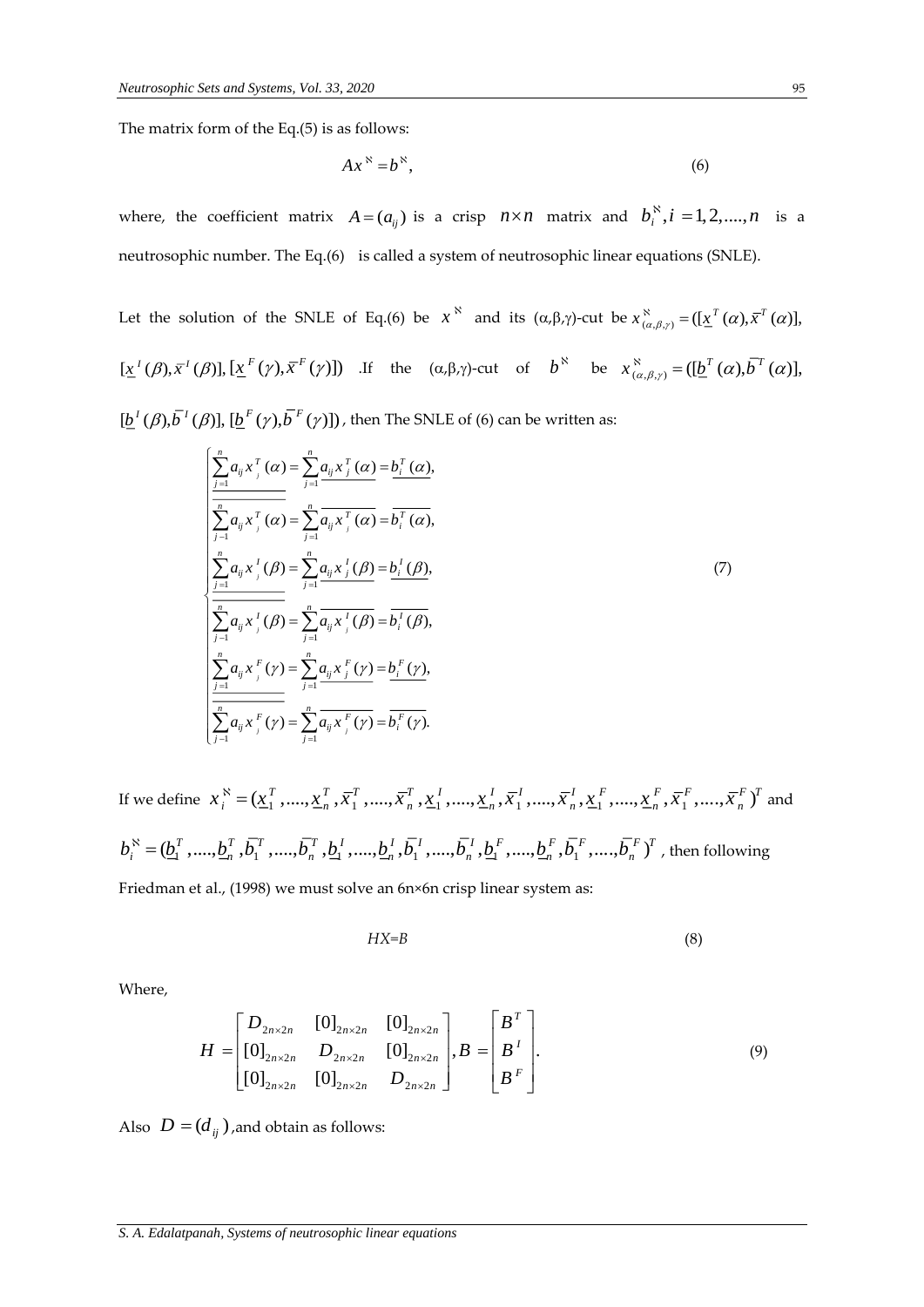The matrix form of the Eq.(5) is as follows:

$$Ax^{\aleph} = b^{\aleph}, \tag{6}$$

where, the coefficient matrix $A = (a_{ij})$ is a crisp $n \times n$ matrix and $b_i^{\aleph}, i = 1, 2, ...., n$ is a neutrosophic number. The Eq.(6) is called a system of neutrosophic linear equations (SNLE).

Let the solution of the SNLE of Eq.(6) be $x^{\aleph}$ and its (α,β,γ)-cut be $x^{\aleph}_{(\alpha,\beta,\gamma)} = ([\underline{x}^T(\alpha), \overline{x}^T(\alpha)], [\underline{x}^I(\beta), \overline{x}^I(\beta)], [\underline{x}^F(\gamma), \overline{x}^F(\gamma)])$ .If the (α,β,γ)-cut of $b^{\aleph}$ be $x^{\aleph}_{(\alpha,\beta,\gamma)} = ([\underline{b}^T(\alpha), \overline{b}^T(\alpha)], [\underline{b}^I(\beta), \overline{b}^I(\beta)], [\underline{b}^F(\gamma), \overline{b}^F(\gamma)])$ , then The SNLE of (6) can be written as:

$$\begin{cases} \underline{\sum_{j=1}^{n} a_{ij} x_j^T(\alpha)} = \sum_{j=1}^{n} \underline{a_{ij} x_j^T(\alpha)} = \underline{b_i^T(\alpha)}, \\ \overline{\sum_{j=1}^{n} a_{ij} x_j^T(\alpha)} = \sum_{j=1}^{n} \overline{a_{ij} x_j^T(\alpha)} = \overline{b_i^T(\alpha)}, \\ \underline{\sum_{j=1}^{n} a_{ij} x_j^I(\beta)} = \sum_{j=1}^{n} \underline{a_{ij} x_j^I(\beta)} = \underline{b_i^I(\beta)}, \\ \overline{\sum_{j=1}^{n} a_{ij} x_j^I(\beta)} = \sum_{j=1}^{n} \overline{a_{ij} x_j^I(\beta)} = \overline{b_i^I(\beta)}, \\ \underline{\sum_{j=1}^{n} a_{ij} x_j^F(\gamma)} = \sum_{j=1}^{n} \underline{a_{ij} x_j^F(\gamma)} = \underline{b_i^F(\gamma)}, \\ \overline{\sum_{j=1}^{n} a_{ij} x_j^F(\gamma)} = \sum_{j=1}^{n} \overline{a_{ij} x_j^F(\gamma)} = \overline{b_i^F(\gamma)}. \end{cases} \tag{7}$$

If we define $x_i^{\aleph} = (\underline{x}_1^T, ...., \underline{x}_n^T, \overline{x}_1^T, ...., \overline{x}_n^T, \underline{x}_1^I, ...., \underline{x}_n^I, \overline{x}_1^I, ...., \overline{x}_n^I, \underline{x}_1^F, ...., \underline{x}_n^F, \overline{x}_1^F, ...., \overline{x}_n^F)^T$ and $b_i^{\aleph} = (\underline{b}_1^T, ...., \underline{b}_n^T, \overline{b}_1^T, ...., \overline{b}_n^T, \underline{b}_1^I, ...., \underline{b}_n^I, \overline{b}_1^I, ...., \overline{b}_n^I, \underline{b}_1^F, ...., \underline{b}_n^F, \overline{b}_1^F, ...., \overline{b}_n^F)^T$ , then following Friedman et al., (1998) we must solve an 6n×6n crisp linear system as:

$$HX=B \tag{8}$$

Where,

$$H = \begin{bmatrix} D_{2n\times 2n} & [0]_{2n\times 2n} & [0]_{2n\times 2n} \\ [0]_{2n\times 2n} & D_{2n\times 2n} & [0]_{2n\times 2n} \\ [0]_{2n\times 2n} & [0]_{2n\times 2n} & D_{2n\times 2n} \end{bmatrix}, B = \begin{bmatrix} B^T \\ B^I \\ B^F \end{bmatrix}. \tag{9}$$

Also $D = (d_{ij})$ ,and obtain as follows: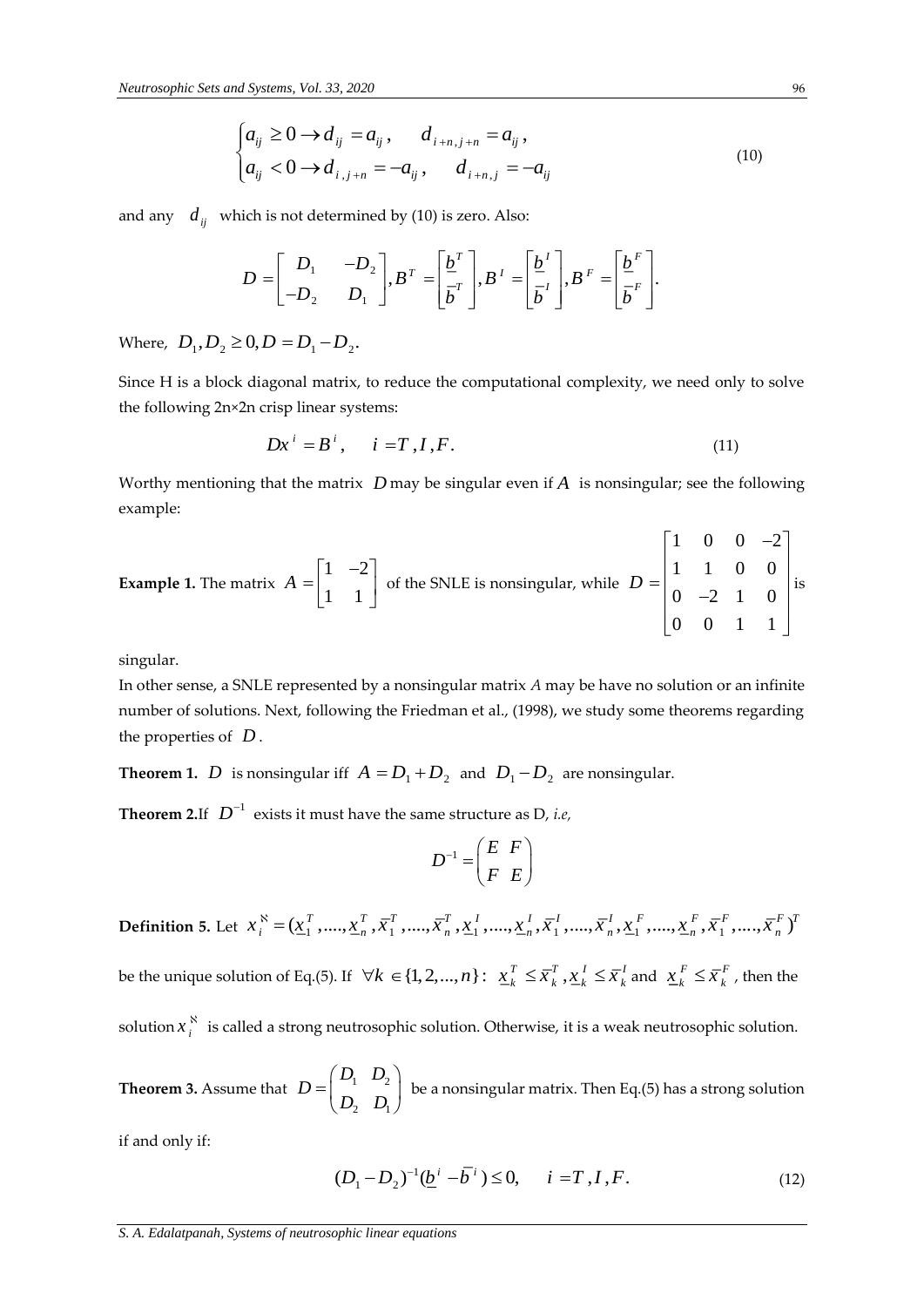$$\begin{cases} a_{ij} \geq 0 \rightarrow d_{ij} = a_{ij}, & d_{i+n,j+n} = a_{ij}, \\ a_{ij} < 0 \rightarrow d_{i,j+n} = -a_{ij}, & d_{i+n,j} = -a_{ij} \end{cases} \tag{10}$$

and any $d_{ij}$ which is not determined by (10) is zero. Also:

$$D = \begin{bmatrix} D_1 & -D_2 \\ -D_2 & D_1 \end{bmatrix}, B^T = \begin{bmatrix} \underline{b}^T \\ \bar{b}^T \end{bmatrix}, B^I = \begin{bmatrix} \underline{b}^I \\ \bar{b}^I \end{bmatrix}, B^F = \begin{bmatrix} \underline{b}^F \\ \bar{b}^F \end{bmatrix}.$$

Where, $D_1, D_2 \geq 0, D = D_1 - D_2$.

Since H is a block diagonal matrix, to reduce the computational complexity, we need only to solve the following 2n×2n crisp linear systems:

$$Dx^i = B^i, \quad i = T, I, F. \tag{11}$$

Worthy mentioning that the matrix $D$ may be singular even if $A$ is nonsingular; see the following example:

**Example 1.** The matrix $A = \begin{bmatrix} 1 & -2 \\ 1 & 1 \end{bmatrix}$ of the SNLE is nonsingular, while $D = \begin{bmatrix} 1 & 0 & 0 & -2 \\ 1 & 1 & 0 & 0 \\ 0 & -2 & 1 & 0 \\ 0 & 0 & 1 & 1 \end{bmatrix}$ is singular.

In other sense, a SNLE represented by a nonsingular matrix *A* may be have no solution or an infinite number of solutions. Next, following the Friedman et al., (1998), we study some theorems regarding the properties of $D$.

**Theorem 1.** $D$ is nonsingular iff $A = D_1 + D_2$ and $D_1 - D_2$ are nonsingular.

**Theorem 2.** If $D^{-1}$ exists it must have the same structure as D, *i.e,*

$$D^{-1} = \begin{pmatrix} E & F \\ F & E \end{pmatrix}$$

**Definition 5.** Let $x_i^{\aleph} = (\underline{x}_1^T, ...., \underline{x}_n^T, \bar{x}_1^T, ...., \bar{x}_n^T, \underline{x}_1^I, ...., \underline{x}_n^I, \bar{x}_1^I, ...., \bar{x}_n^I, \underline{x}_1^F, ...., \underline{x}_n^F, \bar{x}_1^F, ...., \bar{x}_n^F)^T$ be the unique solution of Eq.(5). If $\forall k \in \{1, 2, ..., n\}$: $\underline{x}_k^T \leq \bar{x}_k^T, \underline{x}_k^I \leq \bar{x}_k^I$ and $\underline{x}_k^F \leq \bar{x}_k^F$, then the solution $x_i^{\aleph}$ is called a strong neutrosophic solution. Otherwise, it is a weak neutrosophic solution.

**Theorem 3.** Assume that $D = \begin{pmatrix} D_1 & D_2 \\ D_2 & D_1 \end{pmatrix}$ be a nonsingular matrix. Then Eq.(5) has a strong solution if and only if:

$$(D_1 - D_2)^{-1}(\underline{b}^i - \bar{b}^i) \leq 0, \quad i = T, I, F. \tag{12}$$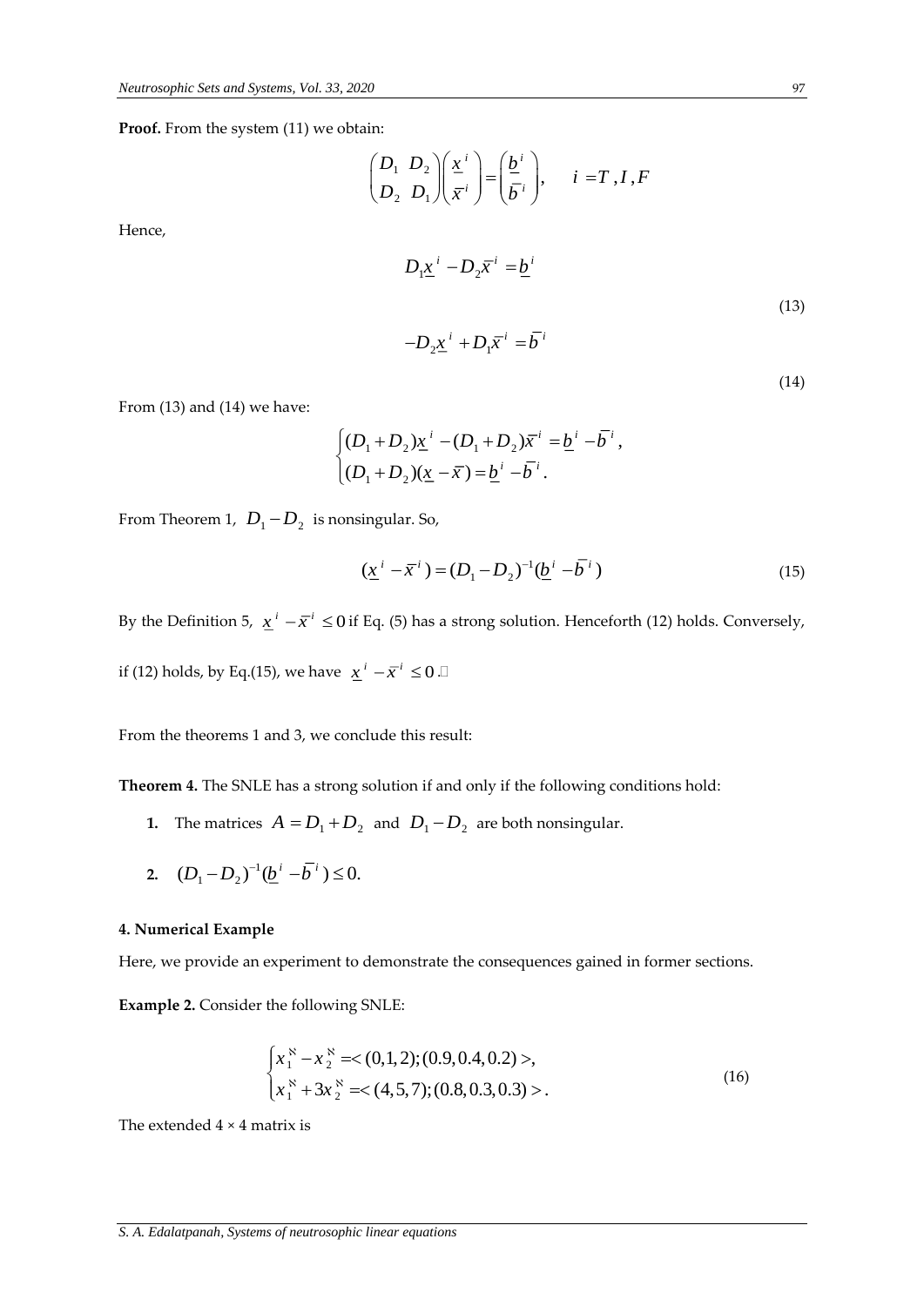**Proof.** From the system (11) we obtain:

$$\begin{pmatrix} D_1 & D_2 \\ D_2 & D_1 \end{pmatrix} \begin{pmatrix} \underline{x}^i \\ \overline{x}^i \end{pmatrix} = \begin{pmatrix} \underline{b}^i \\ \overline{b}^i \end{pmatrix}, \quad i = T, I, F$$

Hence,

$$D_1 \underline{x}^i - D_2 \overline{x}^i = \underline{b}^i \tag{13}$$

$$-D_2 \underline{x}^i + D_1 \overline{x}^i = \overline{b}^i \tag{14}$$

From (13) and (14) we have:

$$\begin{cases} (D_1 + D_2)\underline{x}^i - (D_1 + D_2)\overline{x}^i = \underline{b}^i - \overline{b}^i, \\ (D_1 + D_2)(\underline{x} - \overline{x}) = \underline{b}^i - \overline{b}^i. \end{cases}$$

From Theorem 1, $D_1 - D_2$ is nonsingular. So,

$$(\underline{x}^i - \overline{x}^i) = (D_1 - D_2)^{-1}(\underline{b}^i - \overline{b}^i) \tag{15}$$

By the Definition 5, $\underline{x}^i - \overline{x}^i \leq 0$ if Eq. (5) has a strong solution. Henceforth (12) holds. Conversely, if (12) holds, by Eq.(15), we have $\underline{x}^i - \overline{x}^i \leq 0$. □

From the theorems 1 and 3, we conclude this result:

**Theorem 4.** The SNLE has a strong solution if and only if the following conditions hold:

1. The matrices $A = D_1 + D_2$ and $D_1 - D_2$ are both nonsingular.
2. $(D_1 - D_2)^{-1}(\underline{b}^i - \overline{b}^i) \leq 0.$

#### 4. Numerical Example

Here, we provide an experiment to demonstrate the consequences gained in former sections.

**Example 2.** Consider the following SNLE:

$$\begin{cases} x_1^{\aleph} - x_2^{\aleph} = <(0,1,2);(0.9,0.4,0.2)>, \\ x_1^{\aleph} + 3x_2^{\aleph} = <(4,5,7);(0.8,0.3,0.3)>. \end{cases} \tag{16}$$

The extended 4 × 4 matrix is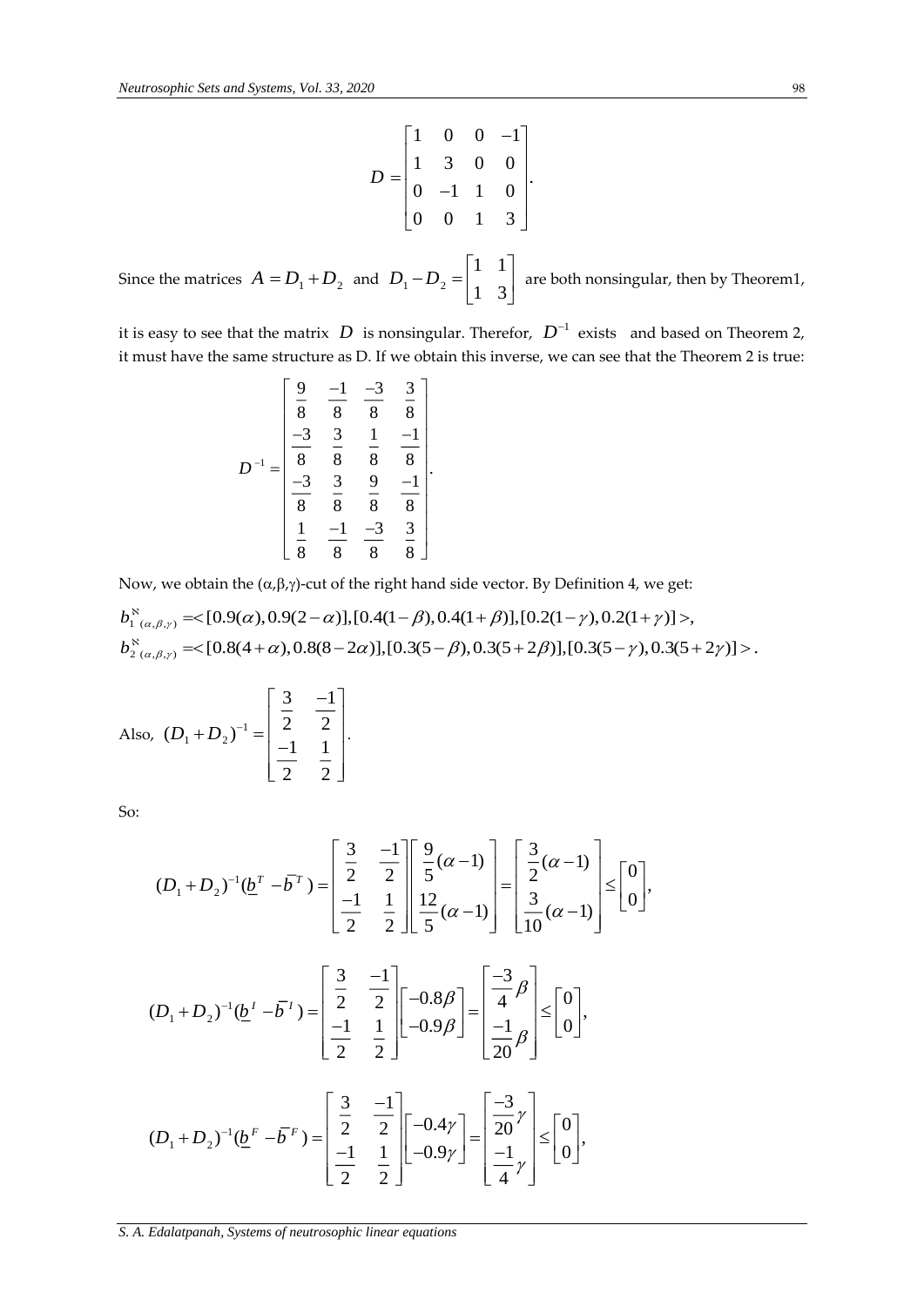$$D = \begin{bmatrix} 1 & 0 & 0 & -1 \\ 1 & 3 & 0 & 0 \\ 0 & -1 & 1 & 0 \\ 0 & 0 & 1 & 3 \end{bmatrix}.$$

Since the matrices $A = D_1 + D_2$ and $D_1 - D_2 = \begin{bmatrix} 1 & 1 \\ 1 & 3 \end{bmatrix}$ are both nonsingular, then by Theorem1, it is easy to see that the matrix $D$ is nonsingular. Therefor, $D^{-1}$ exists and based on Theorem 2, it must have the same structure as D. If we obtain this inverse, we can see that the Theorem 2 is true:

$$D^{-1} = \begin{bmatrix} \frac{9}{8} & \frac{-1}{8} & \frac{-3}{8} & \frac{3}{8} \\ \frac{-3}{8} & \frac{3}{8} & \frac{1}{8} & \frac{-1}{8} \\ \frac{-3}{8} & \frac{3}{8} & \frac{9}{8} & \frac{-1}{8} \\ \frac{1}{8} & \frac{-1}{8} & \frac{-3}{8} & \frac{3}{8} \end{bmatrix}.$$

Now, we obtain the (α,β,γ)-cut of the right hand side vector. By Definition 4, we get:

$$b_{1\,(\alpha,\beta,\gamma)}^{\aleph} = <[0.9(\alpha), 0.9(2-\alpha)], [0.4(1-\beta), 0.4(1+\beta)], [0.2(1-\gamma), 0.2(1+\gamma)]>,$$
$$b_{2\,(\alpha,\beta,\gamma)}^{\aleph} = <[0.8(4+\alpha), 0.8(8-2\alpha)], [0.3(5-\beta), 0.3(5+2\beta)], [0.3(5-\gamma), 0.3(5+2\gamma)]>.$$

Also, $(D_1 + D_2)^{-1} = \begin{bmatrix} \frac{3}{2} & \frac{-1}{2} \\ \frac{-1}{2} & \frac{1}{2} \end{bmatrix}.$

So:

$$(D_1 + D_2)^{-1}(\underline{b}^T - \overline{b}^T) = \begin{bmatrix} \frac{3}{2} & \frac{-1}{2} \\ \frac{-1}{2} & \frac{1}{2} \end{bmatrix} \begin{bmatrix} \frac{9}{5}(\alpha - 1) \\ \frac{12}{5}(\alpha - 1) \end{bmatrix} = \begin{bmatrix} \frac{3}{2}(\alpha - 1) \\ \frac{3}{10}(\alpha - 1) \end{bmatrix} \leq \begin{bmatrix} 0 \\ 0 \end{bmatrix},$$

$$(D_1 + D_2)^{-1}(\underline{b}^I - \overline{b}^I) = \begin{bmatrix} \frac{3}{2} & \frac{-1}{2} \\ \frac{-1}{2} & \frac{1}{2} \end{bmatrix} \begin{bmatrix} -0.8\beta \\ -0.9\beta \end{bmatrix} = \begin{bmatrix} \frac{-3}{4}\beta \\ \frac{-1}{20}\beta \end{bmatrix} \leq \begin{bmatrix} 0 \\ 0 \end{bmatrix},$$

$$(D_1 + D_2)^{-1}(\underline{b}^F - \overline{b}^F) = \begin{bmatrix} \frac{3}{2} & \frac{-1}{2} \\ \frac{-1}{2} & \frac{1}{2} \end{bmatrix} \begin{bmatrix} -0.4\gamma \\ -0.9\gamma \end{bmatrix} = \begin{bmatrix} \frac{-3}{20}\gamma \\ \frac{-1}{4}\gamma \end{bmatrix} \leq \begin{bmatrix} 0 \\ 0 \end{bmatrix},$$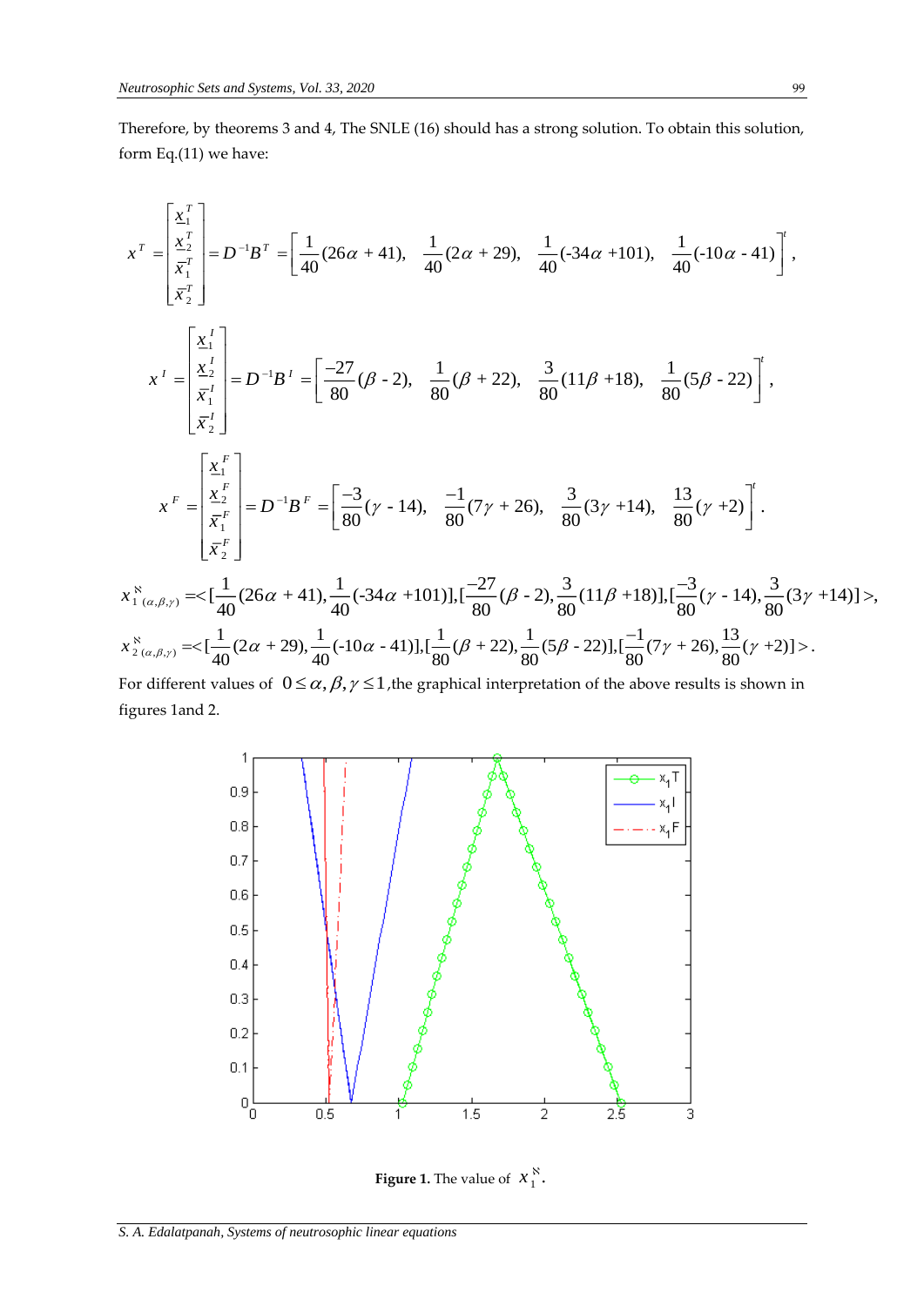Therefore, by theorems 3 and 4, The SNLE (16) should has a strong solution. To obtain this solution, form Eq.(11) we have:

$$x^T = \begin{bmatrix} \underline{x}_1^T \\ \underline{x}_2^T \\ \overline{x}_1^T \\ \overline{x}_2^T \end{bmatrix} = D^{-1}B^T = \left[\frac{1}{40}(26\alpha + 41),\ \ \frac{1}{40}(2\alpha + 29),\ \ \frac{1}{40}(-34\alpha + 101),\ \ \frac{1}{40}(-10\alpha - 41)\right]^t,$$

$$x^I = \begin{bmatrix} \underline{x}_1^I \\ \underline{x}_2^I \\ \overline{x}_1^I \\ \overline{x}_2^I \end{bmatrix} = D^{-1}B^I = \left[\frac{-27}{80}(\beta - 2),\ \ \frac{1}{80}(\beta + 22),\ \ \frac{3}{80}(11\beta + 18),\ \ \frac{1}{80}(5\beta - 22)\right]^t,$$

$$x^F = \begin{bmatrix} \underline{x}_1^F \\ \underline{x}_2^F \\ \overline{x}_1^F \\ \overline{x}_2^F \end{bmatrix} = D^{-1}B^F = \left[\frac{-3}{80}(\gamma - 14),\ \ \frac{-1}{80}(7\gamma + 26),\ \ \frac{3}{80}(3\gamma + 14),\ \ \frac{13}{80}(\gamma + 2)\right]^t.$$

$$x_{1\,(\alpha,\beta,\gamma)}^{\aleph} = <[\frac{1}{40}(26\alpha + 41), \frac{1}{40}(-34\alpha + 101)], [\frac{-27}{80}(\beta - 2), \frac{3}{80}(11\beta + 18)], [\frac{-3}{80}(\gamma - 14), \frac{3}{80}(3\gamma + 14)]>,$$

$$x_{2\,(\alpha,\beta,\gamma)}^{\aleph} = <[\frac{1}{40}(2\alpha + 29), \frac{1}{40}(-10\alpha - 41)], [\frac{1}{80}(\beta + 22), \frac{1}{80}(5\beta - 22)], [\frac{-1}{80}(7\gamma + 26), \frac{13}{80}(\gamma + 2)]>.$$

For different values of $0 \le \alpha, \beta, \gamma \le 1$, the graphical interpretation of the above results is shown in figures 1and 2.

**Figure 1.** The value of $x_1^{\aleph}$.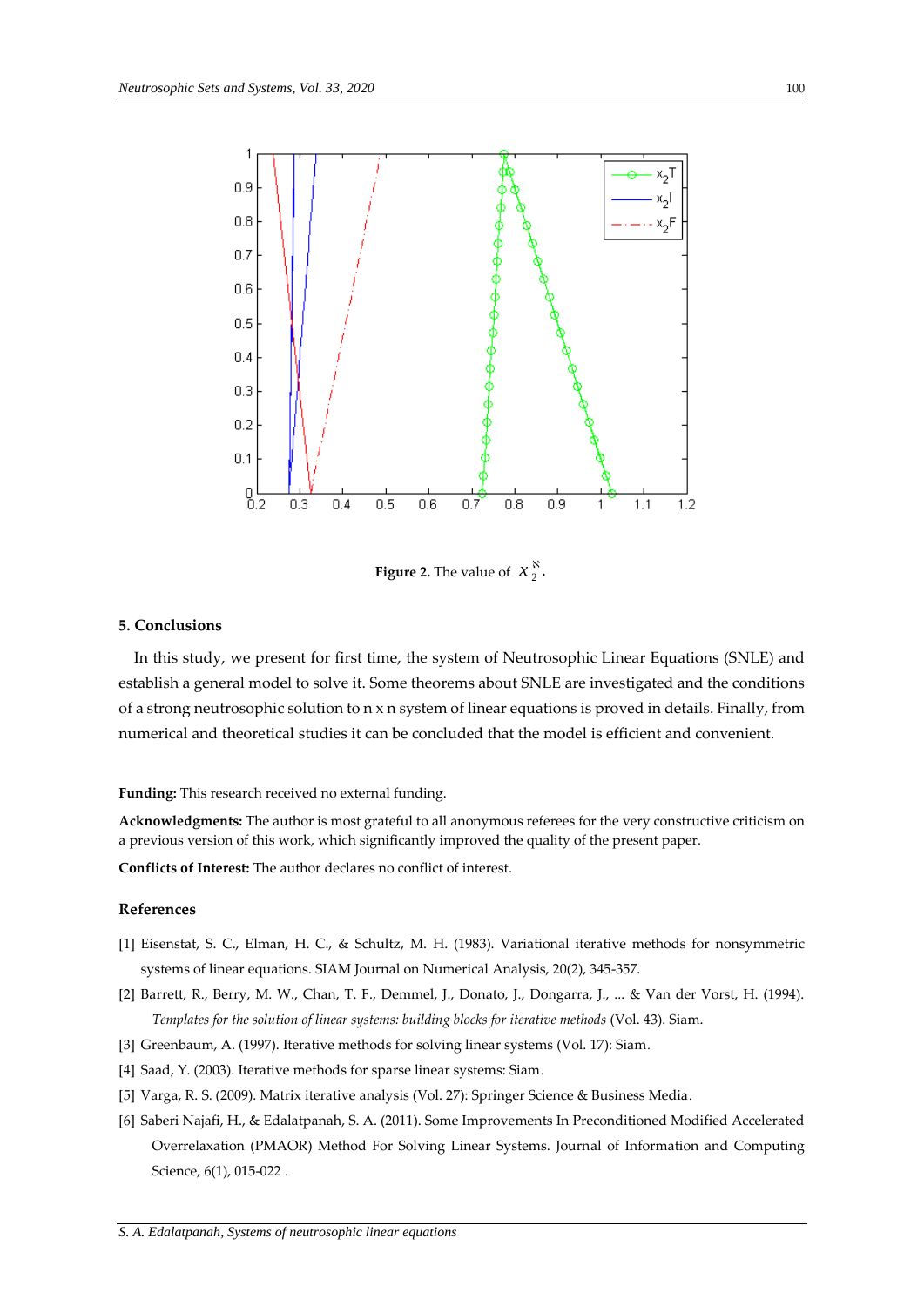**Figure 2.** The value of $x_2^N$.

## 5. Conclusions

In this study, we present for first time, the system of Neutrosophic Linear Equations (SNLE) and establish a general model to solve it. Some theorems about SNLE are investigated and the conditions of a strong neutrosophic solution to n x n system of linear equations is proved in details. Finally, from numerical and theoretical studies it can be concluded that the model is efficient and convenient.

**Funding:** This research received no external funding.

**Acknowledgments:** The author is most grateful to all anonymous referees for the very constructive criticism on a previous version of this work, which significantly improved the quality of the present paper.

**Conflicts of Interest:** The author declares no conflict of interest.

## References

[1] Eisenstat, S. C., Elman, H. C., & Schultz, M. H. (1983). Variational iterative methods for nonsymmetric systems of linear equations. SIAM Journal on Numerical Analysis, 20(2), 345-357.

[2] Barrett, R., Berry, M. W., Chan, T. F., Demmel, J., Donato, J., Dongarra, J., ... & Van der Vorst, H. (1994). *Templates for the solution of linear systems: building blocks for iterative methods* (Vol. 43). Siam.

[3] Greenbaum, A. (1997). Iterative methods for solving linear systems (Vol. 17): Siam.

[4] Saad, Y. (2003). Iterative methods for sparse linear systems: Siam.

[5] Varga, R. S. (2009). Matrix iterative analysis (Vol. 27): Springer Science & Business Media.

[6] Saberi Najafi, H., & Edalatpanah, S. A. (2011). Some Improvements In Preconditioned Modified Accelerated Overrelaxation (PMAOR) Method For Solving Linear Systems. Journal of Information and Computing Science, 6(1), 015-022 .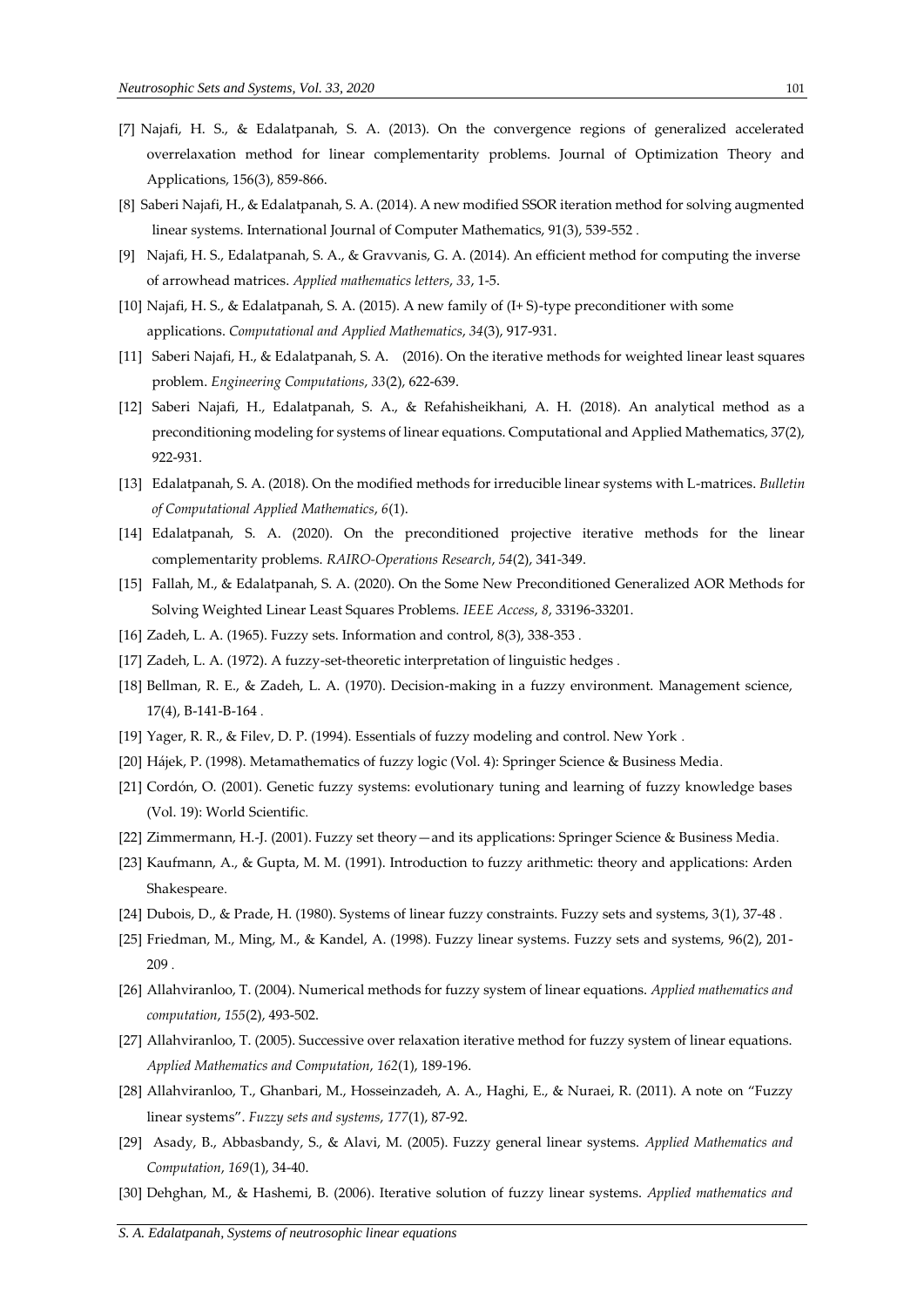[7] Najafi, H. S., & Edalatpanah, S. A. (2013). On the convergence regions of generalized accelerated overrelaxation method for linear complementarity problems. Journal of Optimization Theory and Applications, 156(3), 859-866.

[8] Saberi Najafi, H., & Edalatpanah, S. A. (2014). A new modified SSOR iteration method for solving augmented linear systems. International Journal of Computer Mathematics, 91(3), 539-552 .

[9] Najafi, H. S., Edalatpanah, S. A., & Gravvanis, G. A. (2014). An efficient method for computing the inverse of arrowhead matrices. *Applied mathematics letters*, *33*, 1-5.

[10] Najafi, H. S., & Edalatpanah, S. A. (2015). A new family of (I+ S)-type preconditioner with some applications. *Computational and Applied Mathematics*, *34*(3), 917-931.

[11] Saberi Najafi, H., & Edalatpanah, S. A. (2016). On the iterative methods for weighted linear least squares problem. *Engineering Computations*, *33*(2), 622-639.

[12] Saberi Najafi, H., Edalatpanah, S. A., & Refahisheikhani, A. H. (2018). An analytical method as a preconditioning modeling for systems of linear equations. Computational and Applied Mathematics, 37(2), 922-931.

[13] Edalatpanah, S. A. (2018). On the modified methods for irreducible linear systems with L-matrices. *Bulletin of Computational Applied Mathematics*, *6*(1).

[14] Edalatpanah, S. A. (2020). On the preconditioned projective iterative methods for the linear complementarity problems. *RAIRO-Operations Research*, *54*(2), 341-349.

[15] Fallah, M., & Edalatpanah, S. A. (2020). On the Some New Preconditioned Generalized AOR Methods for Solving Weighted Linear Least Squares Problems. *IEEE Access*, *8*, 33196-33201.

[16] Zadeh, L. A. (1965). Fuzzy sets. Information and control, 8(3), 338-353 .

[17] Zadeh, L. A. (1972). A fuzzy-set-theoretic interpretation of linguistic hedges .

[18] Bellman, R. E., & Zadeh, L. A. (1970). Decision-making in a fuzzy environment. Management science, 17(4), B-141-B-164 .

[19] Yager, R. R., & Filev, D. P. (1994). Essentials of fuzzy modeling and control. New York .

[20] Hájek, P. (1998). Metamathematics of fuzzy logic (Vol. 4): Springer Science & Business Media.

[21] Cordón, O. (2001). Genetic fuzzy systems: evolutionary tuning and learning of fuzzy knowledge bases (Vol. 19): World Scientific.

[22] Zimmermann, H.-J. (2001). Fuzzy set theory—and its applications: Springer Science & Business Media.

[23] Kaufmann, A., & Gupta, M. M. (1991). Introduction to fuzzy arithmetic: theory and applications: Arden Shakespeare.

[24] Dubois, D., & Prade, H. (1980). Systems of linear fuzzy constraints. Fuzzy sets and systems, 3(1), 37-48 .

[25] Friedman, M., Ming, M., & Kandel, A. (1998). Fuzzy linear systems. Fuzzy sets and systems, 96(2), 201-209 .

[26] Allahviranloo, T. (2004). Numerical methods for fuzzy system of linear equations. *Applied mathematics and computation*, *155*(2), 493-502.

[27] Allahviranloo, T. (2005). Successive over relaxation iterative method for fuzzy system of linear equations. *Applied Mathematics and Computation*, *162*(1), 189-196.

[28] Allahviranloo, T., Ghanbari, M., Hosseinzadeh, A. A., Haghi, E., & Nuraei, R. (2011). A note on "Fuzzy linear systems". *Fuzzy sets and systems*, *177*(1), 87-92.

[29] Asady, B., Abbasbandy, S., & Alavi, M. (2005). Fuzzy general linear systems. *Applied Mathematics and Computation*, *169*(1), 34-40.

[30] Dehghan, M., & Hashemi, B. (2006). Iterative solution of fuzzy linear systems. *Applied mathematics and*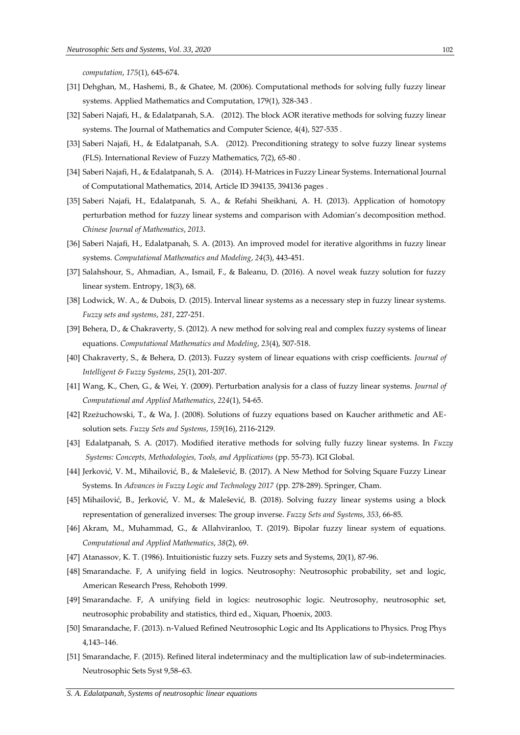*computation*, *175*(1), 645-674.

[31] Dehghan, M., Hashemi, B., & Ghatee, M. (2006). Computational methods for solving fully fuzzy linear systems. Applied Mathematics and Computation, 179(1), 328-343 .

[32] Saberi Najafi, H., & Edalatpanah, S.A. (2012). The block AOR iterative methods for solving fuzzy linear systems. The Journal of Mathematics and Computer Science, 4(4), 527-535 .

[33] Saberi Najafi, H., & Edalatpanah, S.A. (2012). Preconditioning strategy to solve fuzzy linear systems (FLS). International Review of Fuzzy Mathematics, 7(2), 65-80 .

[34] Saberi Najafi, H., & Edalatpanah, S. A. (2014). H-Matrices in Fuzzy Linear Systems. International Journal of Computational Mathematics, 2014, Article ID 394135, 394136 pages .

[35] Saberi Najafi, H., Edalatpanah, S. A., & Refahi Sheikhani, A. H. (2013). Application of homotopy perturbation method for fuzzy linear systems and comparison with Adomian's decomposition method. *Chinese Journal of Mathematics*, *2013*.

[36] Saberi Najafi, H., Edalatpanah, S. A. (2013). An improved model for iterative algorithms in fuzzy linear systems. *Computational Mathematics and Modeling*, *24*(3), 443-451.

[37] Salahshour, S., Ahmadian, A., Ismail, F., & Baleanu, D. (2016). A novel weak fuzzy solution for fuzzy linear system. Entropy, 18(3), 68.

[38] Lodwick, W. A., & Dubois, D. (2015). Interval linear systems as a necessary step in fuzzy linear systems. *Fuzzy sets and systems*, *281*, 227-251.

[39] Behera, D., & Chakraverty, S. (2012). A new method for solving real and complex fuzzy systems of linear equations. *Computational Mathematics and Modeling*, *23*(4), 507-518.

[40] Chakraverty, S., & Behera, D. (2013). Fuzzy system of linear equations with crisp coefficients. *Journal of Intelligent & Fuzzy Systems*, *25*(1), 201-207.

[41] Wang, K., Chen, G., & Wei, Y. (2009). Perturbation analysis for a class of fuzzy linear systems. *Journal of Computational and Applied Mathematics*, *224*(1), 54-65.

[42] Rzeżuchowski, T., & Wa, J. (2008). Solutions of fuzzy equations based on Kaucher arithmetic and AE-solution sets. *Fuzzy Sets and Systems*, *159*(16), 2116-2129.

[43] Edalatpanah, S. A. (2017). Modified iterative methods for solving fully fuzzy linear systems. In *Fuzzy Systems: Concepts, Methodologies, Tools, and Applications* (pp. 55-73). IGI Global.

[44] Jerković, V. M., Mihailović, B., & Malešević, B. (2017). A New Method for Solving Square Fuzzy Linear Systems. In *Advances in Fuzzy Logic and Technology 2017* (pp. 278-289). Springer, Cham.

[45] Mihailović, B., Jerković, V. M., & Malešević, B. (2018). Solving fuzzy linear systems using a block representation of generalized inverses: The group inverse. *Fuzzy Sets and Systems*, *353*, 66-85.

[46] Akram, M., Muhammad, G., & Allahviranloo, T. (2019). Bipolar fuzzy linear system of equations. *Computational and Applied Mathematics*, *38*(2), 69.

[47] Atanassov, K. T. (1986). Intuitionistic fuzzy sets. Fuzzy sets and Systems, 20(1), 87-96.

[48] Smarandache. F, A unifying field in logics. Neutrosophy: Neutrosophic probability, set and logic, American Research Press, Rehoboth 1999.

[49] Smarandache. F, A unifying field in logics: neutrosophic logic. Neutrosophy, neutrosophic set, neutrosophic probability and statistics, third ed., Xiquan, Phoenix, 2003.

[50] Smarandache, F. (2013). n-Valued Refined Neutrosophic Logic and Its Applications to Physics. Prog Phys 4,143–146.

[51] Smarandache, F. (2015). Refined literal indeterminacy and the multiplication law of sub-indeterminacies. Neutrosophic Sets Syst 9,58–63.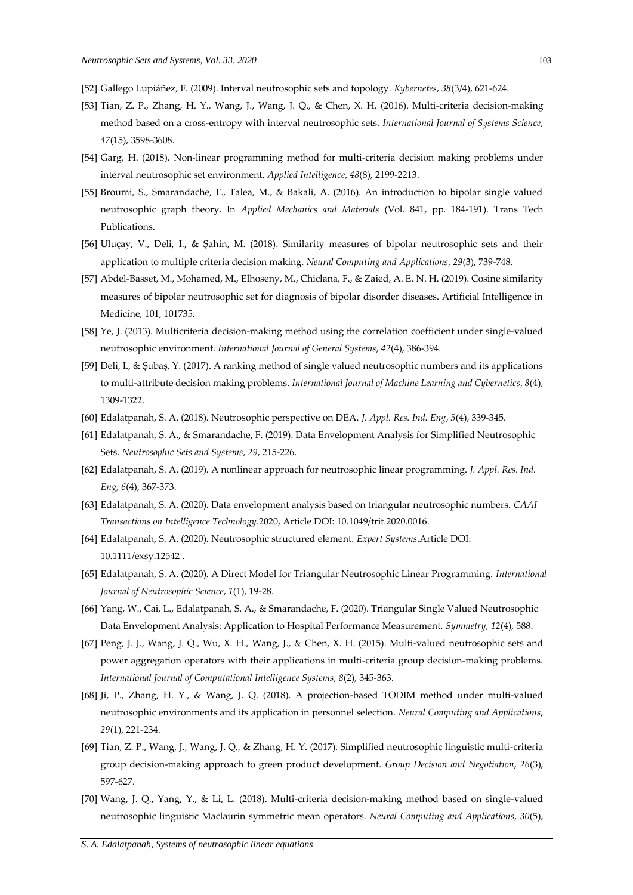[52] Gallego Lupiáñez, F. (2009). Interval neutrosophic sets and topology. *Kybernetes*, *38*(3/4), 621-624.

[53] Tian, Z. P., Zhang, H. Y., Wang, J., Wang, J. Q., & Chen, X. H. (2016). Multi-criteria decision-making method based on a cross-entropy with interval neutrosophic sets. *International Journal of Systems Science*, *47*(15), 3598-3608.

[54] Garg, H. (2018). Non-linear programming method for multi-criteria decision making problems under interval neutrosophic set environment. *Applied Intelligence*, *48*(8), 2199-2213.

[55] Broumi, S., Smarandache, F., Talea, M., & Bakali, A. (2016). An introduction to bipolar single valued neutrosophic graph theory. In *Applied Mechanics and Materials* (Vol. 841, pp. 184-191). Trans Tech Publications.

[56] Uluçay, V., Deli, I., & Şahin, M. (2018). Similarity measures of bipolar neutrosophic sets and their application to multiple criteria decision making. *Neural Computing and Applications*, *29*(3), 739-748.

[57] Abdel-Basset, M., Mohamed, M., Elhoseny, M., Chiclana, F., & Zaied, A. E. N. H. (2019). Cosine similarity measures of bipolar neutrosophic set for diagnosis of bipolar disorder diseases. Artificial Intelligence in Medicine, 101, 101735.

[58] Ye, J. (2013). Multicriteria decision-making method using the correlation coefficient under single-valued neutrosophic environment. *International Journal of General Systems*, *42*(4), 386-394.

[59] Deli, I., & Şubaş, Y. (2017). A ranking method of single valued neutrosophic numbers and its applications to multi-attribute decision making problems. *International Journal of Machine Learning and Cybernetics*, *8*(4), 1309-1322.

[60] Edalatpanah, S. A. (2018). Neutrosophic perspective on DEA. *J. Appl. Res. Ind. Eng*, *5*(4), 339-345.

[61] Edalatpanah, S. A., & Smarandache, F. (2019). Data Envelopment Analysis for Simplified Neutrosophic Sets. *Neutrosophic Sets and Systems*, *29*, 215-226.

[62] Edalatpanah, S. A. (2019). A nonlinear approach for neutrosophic linear programming. *J. Appl. Res. Ind. Eng*, *6*(4), 367-373.

[63] Edalatpanah, S. A. (2020). Data envelopment analysis based on triangular neutrosophic numbers. *CAAI Transactions on Intelligence Technology*.2020, Article DOI: 10.1049/trit.2020.0016.

[64] Edalatpanah, S. A. (2020). Neutrosophic structured element. *Expert Systems*.Article DOI: 10.1111/exsy.12542 .

[65] Edalatpanah, S. A. (2020). A Direct Model for Triangular Neutrosophic Linear Programming. *International Journal of Neutrosophic Science*, *1*(1), 19-28.

[66] Yang, W., Cai, L., Edalatpanah, S. A., & Smarandache, F. (2020). Triangular Single Valued Neutrosophic Data Envelopment Analysis: Application to Hospital Performance Measurement. *Symmetry*, *12*(4), 588.

[67] Peng, J. J., Wang, J. Q., Wu, X. H., Wang, J., & Chen, X. H. (2015). Multi-valued neutrosophic sets and power aggregation operators with their applications in multi-criteria group decision-making problems. *International Journal of Computational Intelligence Systems*, *8*(2), 345-363.

[68] Ji, P., Zhang, H. Y., & Wang, J. Q. (2018). A projection-based TODIM method under multi-valued neutrosophic environments and its application in personnel selection. *Neural Computing and Applications*, *29*(1), 221-234.

[69] Tian, Z. P., Wang, J., Wang, J. Q., & Zhang, H. Y. (2017). Simplified neutrosophic linguistic multi-criteria group decision-making approach to green product development. *Group Decision and Negotiation*, *26*(3), 597-627.

[70] Wang, J. Q., Yang, Y., & Li, L. (2018). Multi-criteria decision-making method based on single-valued neutrosophic linguistic Maclaurin symmetric mean operators. *Neural Computing and Applications*, *30*(5),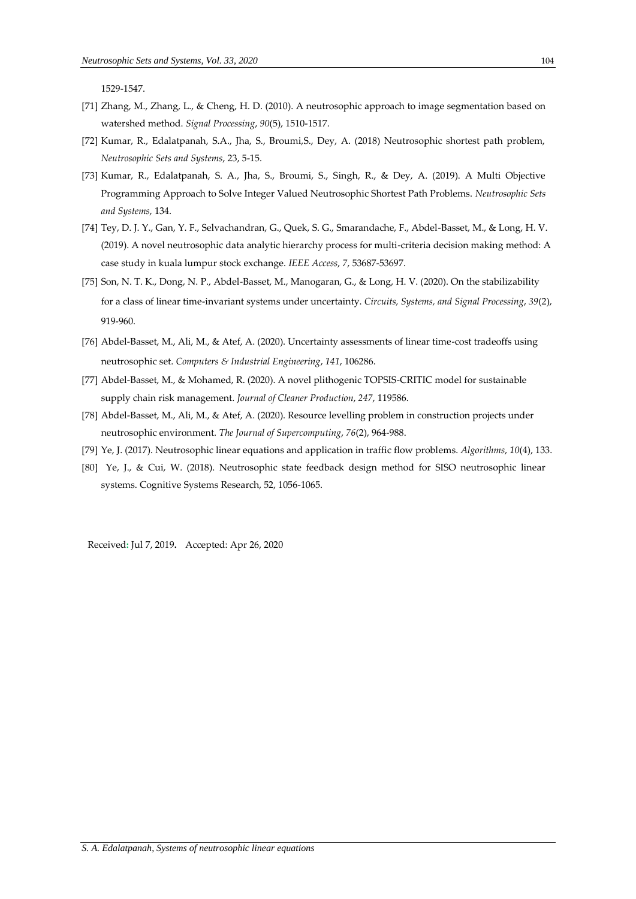1529-1547.

[71] Zhang, M., Zhang, L., & Cheng, H. D. (2010). A neutrosophic approach to image segmentation based on watershed method. *Signal Processing*, *90*(5), 1510-1517.

[72] Kumar, R., Edalatpanah, S.A., Jha, S., Broumi,S., Dey, A. (2018) Neutrosophic shortest path problem, *Neutrosophic Sets and Systems*, 23, 5-15.

[73] Kumar, R., Edalatpanah, S. A., Jha, S., Broumi, S., Singh, R., & Dey, A. (2019). A Multi Objective Programming Approach to Solve Integer Valued Neutrosophic Shortest Path Problems. *Neutrosophic Sets and Systems*, 134.

[74] Tey, D. J. Y., Gan, Y. F., Selvachandran, G., Quek, S. G., Smarandache, F., Abdel-Basset, M., & Long, H. V. (2019). A novel neutrosophic data analytic hierarchy process for multi-criteria decision making method: A case study in kuala lumpur stock exchange. *IEEE Access*, *7*, 53687-53697.

[75] Son, N. T. K., Dong, N. P., Abdel-Basset, M., Manogaran, G., & Long, H. V. (2020). On the stabilizability for a class of linear time-invariant systems under uncertainty. *Circuits, Systems, and Signal Processing*, *39*(2), 919-960.

[76] Abdel-Basset, M., Ali, M., & Atef, A. (2020). Uncertainty assessments of linear time-cost tradeoffs using neutrosophic set. *Computers & Industrial Engineering*, *141*, 106286.

[77] Abdel-Basset, M., & Mohamed, R. (2020). A novel plithogenic TOPSIS-CRITIC model for sustainable supply chain risk management. *Journal of Cleaner Production*, *247*, 119586.

[78] Abdel-Basset, M., Ali, M., & Atef, A. (2020). Resource levelling problem in construction projects under neutrosophic environment. *The Journal of Supercomputing*, *76*(2), 964-988.

[79] Ye, J. (2017). Neutrosophic linear equations and application in traffic flow problems. *Algorithms*, *10*(4), 133.

[80] Ye, J., & Cui, W. (2018). Neutrosophic state feedback design method for SISO neutrosophic linear systems. Cognitive Systems Research, 52, 1056-1065.

Received: Jul 7, 2019. Accepted: Apr 26, 2020